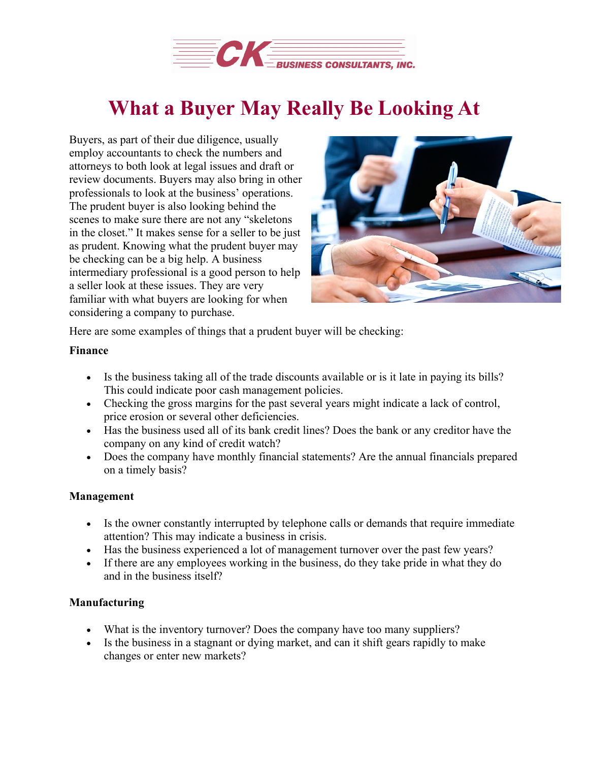CK BUSINESS CONSULTANTS, INC.

# What a Buyer May Really Be Looking At

Buyers, as part of their due diligence, usually employ accountants to check the numbers and attorneys to both look at legal issues and draft or review documents. Buyers may also bring in other professionals to look at the business' operations. The prudent buyer is also looking behind the scenes to make sure there are not any "skeletons in the closet." It makes sense for a seller to be just as prudent. Knowing what the prudent buyer may be checking can be a big help. A business intermediary professional is a good person to help a seller look at these issues. They are very familiar with what buyers are looking for when considering a company to purchase.

Here are some examples of things that a prudent buyer will be checking:

**Finance**

- Is the business taking all of the trade discounts available or is it late in paying its bills? This could indicate poor cash management policies.
- Checking the gross margins for the past several years might indicate a lack of control, price erosion or several other deficiencies.
- Has the business used all of its bank credit lines? Does the bank or any creditor have the company on any kind of credit watch?
- Does the company have monthly financial statements? Are the annual financials prepared on a timely basis?

**Management**

- Is the owner constantly interrupted by telephone calls or demands that require immediate attention? This may indicate a business in crisis.
- Has the business experienced a lot of management turnover over the past few years?
- If there are any employees working in the business, do they take pride in what they do and in the business itself?

**Manufacturing**

- What is the inventory turnover? Does the company have too many suppliers?
- Is the business in a stagnant or dying market, and can it shift gears rapidly to make changes or enter new markets?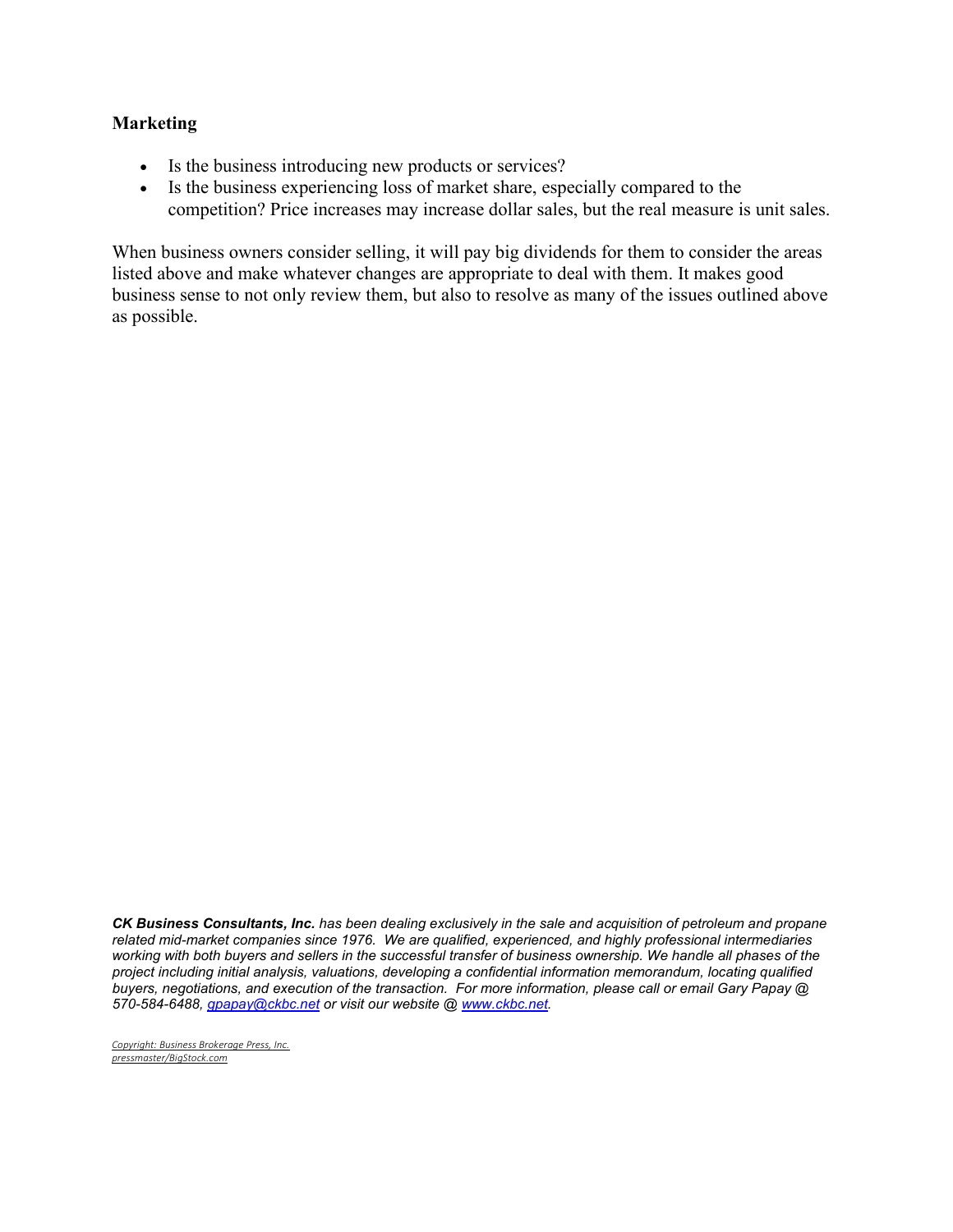**Marketing**

- Is the business introducing new products or services?
- Is the business experiencing loss of market share, especially compared to the competition? Price increases may increase dollar sales, but the real measure is unit sales.

When business owners consider selling, it will pay big dividends for them to consider the areas listed above and make whatever changes are appropriate to deal with them. It makes good business sense to not only review them, but also to resolve as many of the issues outlined above as possible.

***CK Business Consultants, Inc.*** *has been dealing exclusively in the sale and acquisition of petroleum and propane related mid-market companies since 1976. We are qualified, experienced, and highly professional intermediaries working with both buyers and sellers in the successful transfer of business ownership. We handle all phases of the project including initial analysis, valuations, developing a confidential information memorandum, locating qualified buyers, negotiations, and execution of the transaction. For more information, please call or email Gary Papay @ 570-584-6488, gpapay@ckbc.net or visit our website @ www.ckbc.net.*

Copyright: Business Brokerage Press, Inc.
pressmaster/BigStock.com